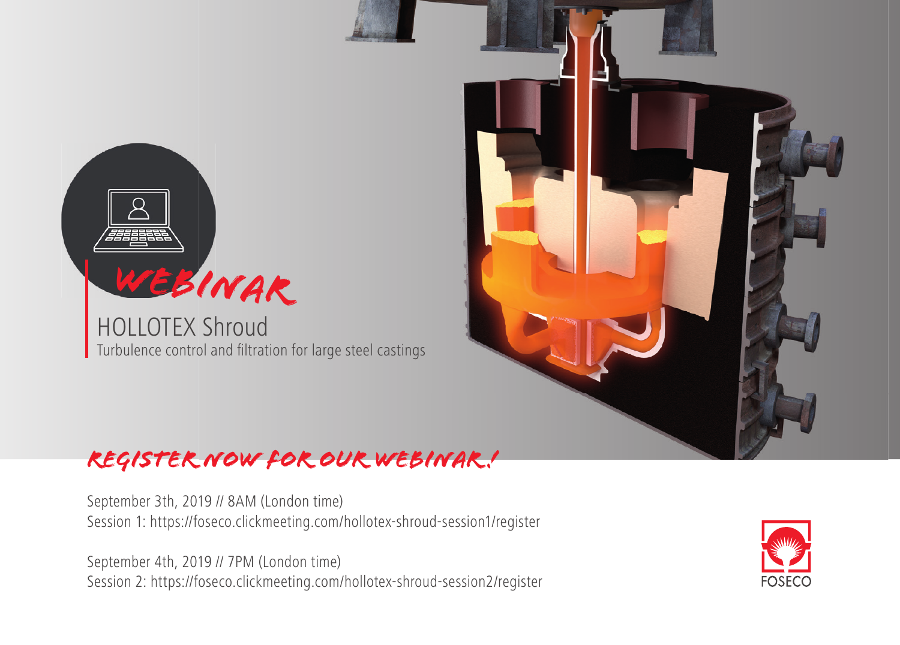# WEBINAR

## HOLLOTEX Shroud

Turbulence control and filtration for large steel castings

## REGISTER NOW FOR OUR WEBINAR!

September 3th, 2019 // 8AM (London time)
Session 1: https://foseco.clickmeeting.com/hollotex-shroud-session1/register

September 4th, 2019 // 7PM (London time)
Session 2: https://foseco.clickmeeting.com/hollotex-shroud-session2/register

FOSECO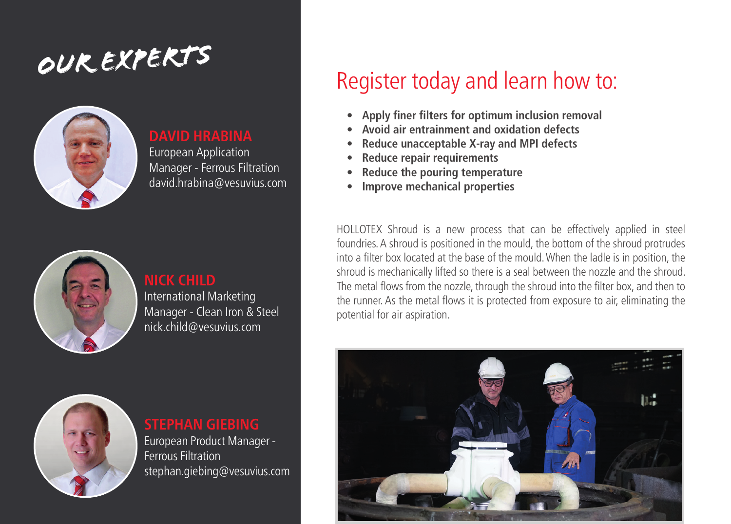# OUR EXPERTS

**DAVID HRABINA**
European Application Manager - Ferrous Filtration
david.hrabina@vesuvius.com

**NICK CHILD**
International Marketing Manager - Clean Iron & Steel
nick.child@vesuvius.com

**STEPHAN GIEBING**
European Product Manager - Ferrous Filtration
stephan.giebing@vesuvius.com

## Register today and learn how to:

- **Apply finer filters for optimum inclusion removal**
- **Avoid air entrainment and oxidation defects**
- **Reduce unacceptable X-ray and MPI defects**
- **Reduce repair requirements**
- **Reduce the pouring temperature**
- **Improve mechanical properties**

HOLLOTEX Shroud is a new process that can be effectively applied in steel foundries. A shroud is positioned in the mould, the bottom of the shroud protrudes into a filter box located at the base of the mould. When the ladle is in position, the shroud is mechanically lifted so there is a seal between the nozzle and the shroud. The metal flows from the nozzle, through the shroud into the filter box, and then to the runner. As the metal flows it is protected from exposure to air, eliminating the potential for air aspiration.